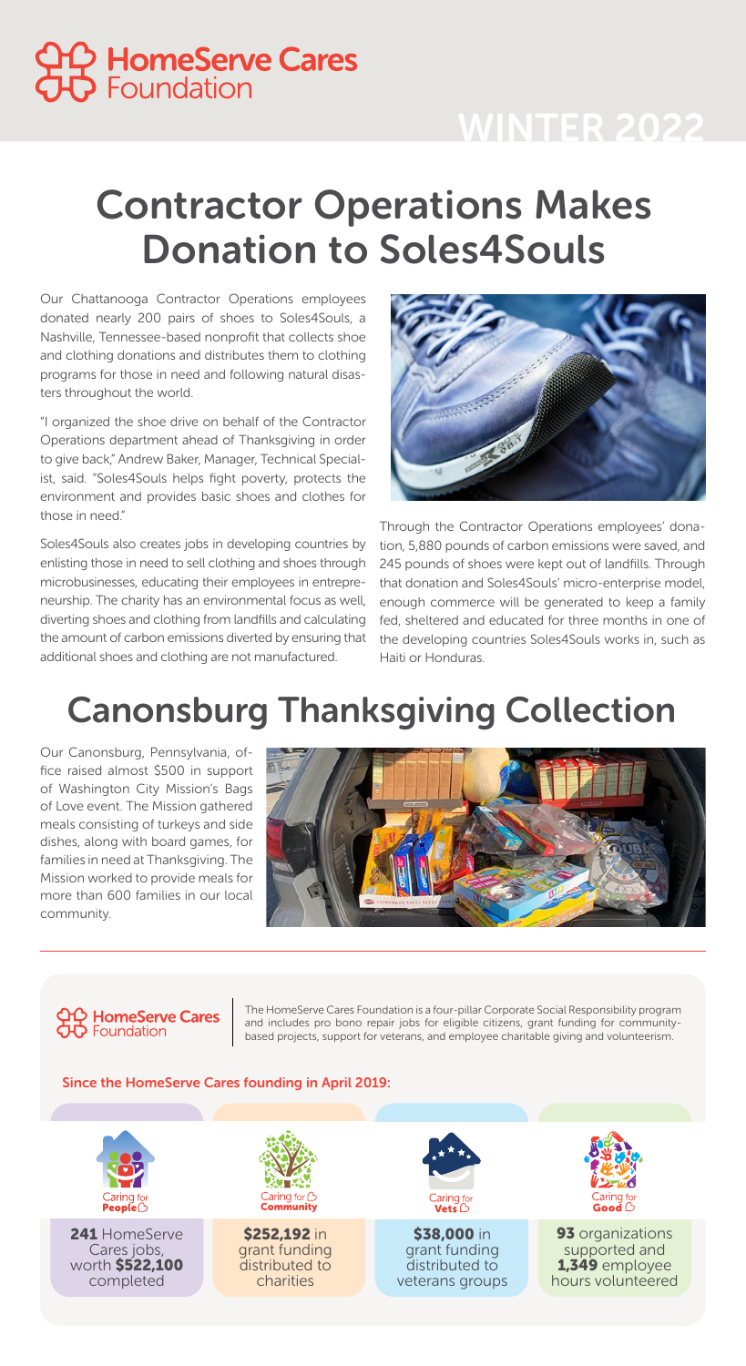# HomeServe Cares Foundation

## WINTER 2022

# Contractor Operations Makes Donation to Soles4Souls

Our Chattanooga Contractor Operations employees donated nearly 200 pairs of shoes to Soles4Souls, a Nashville, Tennessee-based nonprofit that collects shoe and clothing donations and distributes them to clothing programs for those in need and following natural disasters throughout the world.

"I organized the shoe drive on behalf of the Contractor Operations department ahead of Thanksgiving in order to give back," Andrew Baker, Manager, Technical Specialist, said. "Soles4Souls helps fight poverty, protects the environment and provides basic shoes and clothes for those in need."

Soles4Souls also creates jobs in developing countries by enlisting those in need to sell clothing and shoes through microbusinesses, educating their employees in entrepreneurship. The charity has an environmental focus as well, diverting shoes and clothing from landfills and calculating the amount of carbon emissions diverted by ensuring that additional shoes and clothing are not manufactured.

Through the Contractor Operations employees' donation, 5,880 pounds of carbon emissions were saved, and 245 pounds of shoes were kept out of landfills. Through that donation and Soles4Souls' micro-enterprise model, enough commerce will be generated to keep a family fed, sheltered and educated for three months in one of the developing countries Soles4Souls works in, such as Haiti or Honduras.

# Canonsburg Thanksgiving Collection

Our Canonsburg, Pennsylvania, office raised almost $500 in support of Washington City Mission's Bags of Love event. The Mission gathered meals consisting of turkeys and side dishes, along with board games, for families in need at Thanksgiving. The Mission worked to provide meals for more than 600 families in our local community.

---

**HomeServe Cares Foundation**

The HomeServe Cares Foundation is a four-pillar Corporate Social Responsibility program and includes pro bono repair jobs for eligible citizens, grant funding for community-based projects, support for veterans, and employee charitable giving and volunteerism.

### Since the HomeServe Cares founding in April 2019:

| Caring for People | Caring for Community | Caring for Vets | Caring for Good |
|---|---|---|---|
| **241** HomeServe Cares jobs, worth **$522,100** completed | **$252,192** in grant funding distributed to charities | **$38,000** in grant funding distributed to veterans groups | **93** organizations supported and **1,349** employee hours volunteered |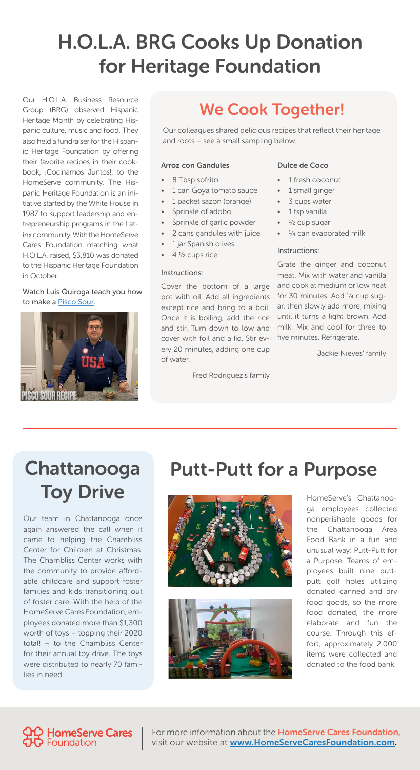# H.O.L.A. BRG Cooks Up Donation for Heritage Foundation

Our H.O.L.A. Business Resource Group (BRG) observed Hispanic Heritage Month by celebrating Hispanic culture, music and food. They also held a fundraiser for the Hispanic Heritage Foundation by offering their favorite recipes in their cookbook, ¡Cocinamos Juntos!, to the HomeServe community. The Hispanic Heritage Foundation is an initiative started by the White House in 1987 to support leadership and entrepreneurship programs in the Latinx community. With the HomeServe Cares Foundation matching what H.O.L.A. raised, $3,810 was donated to the Hispanic Heritage Foundation in October.

Watch Luis Quiroga teach you how to make a Pisco Sour.

## We Cook Together!

Our colleagues shared delicious recipes that reflect their heritage and roots – see a small sampling below.

### Arroz con Gandules

- 8 Tbsp sofrito
- 1 can Goya tomato sauce
- 1 packet sazon (orange)
- Sprinkle of adobo
- Sprinkle of garlic powder
- 2 cans gandules with juice
- 1 jar Spanish olives
- 4 ½ cups rice

Instructions:

Cover the bottom of a large pot with oil. Add all ingredients except rice and bring to a boil. Once it is boiling, add the rice and stir. Turn down to low and cover with foil and a lid. Stir every 20 minutes, adding one cup of water.

Fred Rodriguez's family

### Dulce de Coco

- 1 fresh coconut
- 1 small ginger
- 3 cups water
- 1 tsp vanilla
- ½ cup sugar
- ¼ can evaporated milk

Instructions:

Grate the ginger and coconut meat. Mix with water and vanilla and cook at medium or low heat for 30 minutes. Add ¼ cup sugar, then slowly add more, mixing until it turns a light brown. Add milk. Mix and cool for three to five minutes. Refrigerate.

Jackie Nieves' family

# Chattanooga Toy Drive

Our team in Chattanooga once again answered the call when it came to helping the Chambliss Center for Children at Christmas. The Chambliss Center works with the community to provide affordable childcare and support foster families and kids transitioning out of foster care. With the help of the HomeServe Cares Foundation, employees donated more than $1,300 worth of toys – topping their 2020 total! – to the Chambliss Center for their annual toy drive. The toys were distributed to nearly 70 families in need.

# Putt-Putt for a Purpose

HomeServe's Chattanooga employees collected nonperishable goods for the Chattanooga Area Food Bank in a fun and unusual way: Putt-Putt for a Purpose. Teams of employees built nine putt-putt golf holes utilizing donated canned and dry food goods, so the more food donated, the more elaborate and fun the course. Through this effort, approximately 2,000 items were collected and donated to the food bank.

HomeServe Cares Foundation

For more information about the HomeServe Cares Foundation, visit our website at **www.HomeServeCaresFoundation.com**.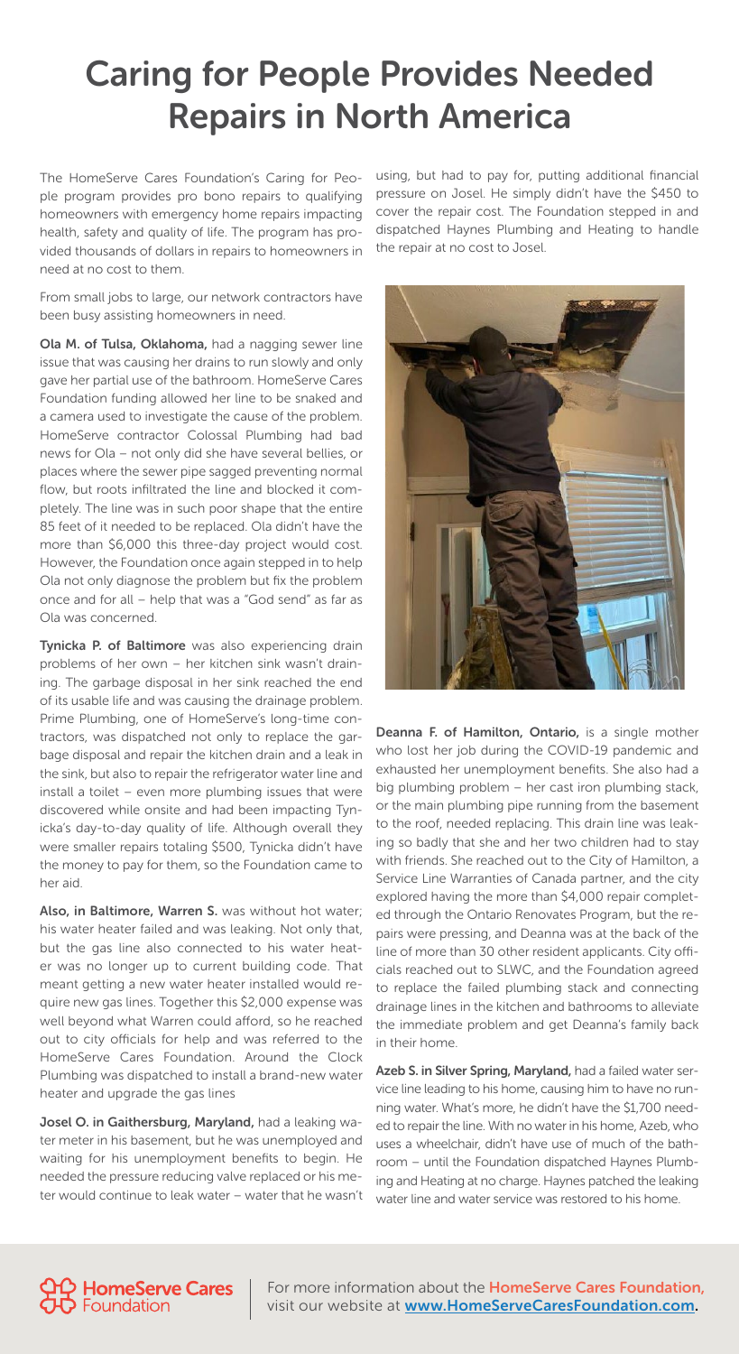# Caring for People Provides Needed Repairs in North America

The HomeServe Cares Foundation's Caring for People program provides pro bono repairs to qualifying homeowners with emergency home repairs impacting health, safety and quality of life. The program has provided thousands of dollars in repairs to homeowners in need at no cost to them.

From small jobs to large, our network contractors have been busy assisting homeowners in need.

**Ola M. of Tulsa, Oklahoma,** had a nagging sewer line issue that was causing her drains to run slowly and only gave her partial use of the bathroom. HomeServe Cares Foundation funding allowed her line to be snaked and a camera used to investigate the cause of the problem. HomeServe contractor Colossal Plumbing had bad news for Ola – not only did she have several bellies, or places where the sewer pipe sagged preventing normal flow, but roots infiltrated the line and blocked it completely. The line was in such poor shape that the entire 85 feet of it needed to be replaced. Ola didn't have the more than $6,000 this three-day project would cost. However, the Foundation once again stepped in to help Ola not only diagnose the problem but fix the problem once and for all – help that was a "God send" as far as Ola was concerned.

**Tynicka P. of Baltimore** was also experiencing drain problems of her own – her kitchen sink wasn't draining. The garbage disposal in her sink reached the end of its usable life and was causing the drainage problem. Prime Plumbing, one of HomeServe's long-time contractors, was dispatched not only to replace the garbage disposal and repair the kitchen drain and a leak in the sink, but also to repair the refrigerator water line and install a toilet – even more plumbing issues that were discovered while onsite and had been impacting Tynicka's day-to-day quality of life. Although overall they were smaller repairs totaling $500, Tynicka didn't have the money to pay for them, so the Foundation came to her aid.

**Also, in Baltimore, Warren S.** was without hot water; his water heater failed and was leaking. Not only that, but the gas line also connected to his water heater was no longer up to current building code. That meant getting a new water heater installed would require new gas lines. Together this $2,000 expense was well beyond what Warren could afford, so he reached out to city officials for help and was referred to the HomeServe Cares Foundation. Around the Clock Plumbing was dispatched to install a brand-new water heater and upgrade the gas lines

**Josel O. in Gaithersburg, Maryland,** had a leaking water meter in his basement, but he was unemployed and waiting for his unemployment benefits to begin. He needed the pressure reducing valve replaced or his meter would continue to leak water – water that he wasn't using, but had to pay for, putting additional financial pressure on Josel. He simply didn't have the $450 to cover the repair cost. The Foundation stepped in and dispatched Haynes Plumbing and Heating to handle the repair at no cost to Josel.

**Deanna F. of Hamilton, Ontario,** is a single mother who lost her job during the COVID-19 pandemic and exhausted her unemployment benefits. She also had a big plumbing problem – her cast iron plumbing stack, or the main plumbing pipe running from the basement to the roof, needed replacing. This drain line was leaking so badly that she and her two children had to stay with friends. She reached out to the City of Hamilton, a Service Line Warranties of Canada partner, and the city explored having the more than $4,000 repair completed through the Ontario Renovates Program, but the repairs were pressing, and Deanna was at the back of the line of more than 30 other resident applicants. City officials reached out to SLWC, and the Foundation agreed to replace the failed plumbing stack and connecting drainage lines in the kitchen and bathrooms to alleviate the immediate problem and get Deanna's family back in their home.

**Azeb S. in Silver Spring, Maryland,** had a failed water service line leading to his home, causing him to have no running water. What's more, he didn't have the $1,700 needed to repair the line. With no water in his home, Azeb, who uses a wheelchair, didn't have use of much of the bathroom – until the Foundation dispatched Haynes Plumbing and Heating at no charge. Haynes patched the leaking water line and water service was restored to his home.

HomeServe Cares Foundation

For more information about the **HomeServe Cares Foundation,** visit our website at **www.HomeServeCaresFoundation.com.**